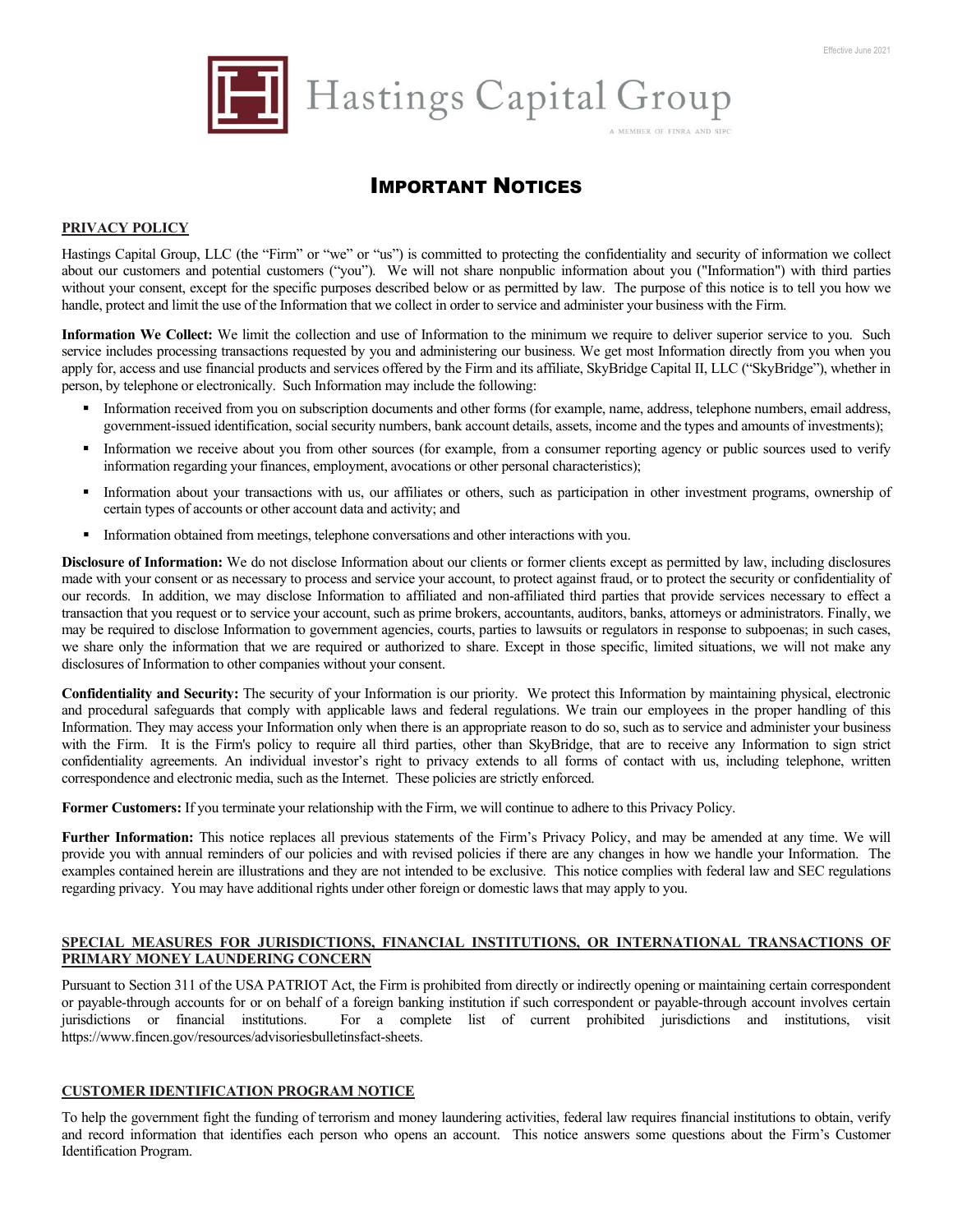Effective June 2021

Hastings Capital Group

A MEMBER OF FINRA AND SIPC

# IMPORTANT NOTICES

## PRIVACY POLICY

Hastings Capital Group, LLC (the "Firm" or "we" or "us") is committed to protecting the confidentiality and security of information we collect about our customers and potential customers ("you"). We will not share nonpublic information about you ("Information") with third parties without your consent, except for the specific purposes described below or as permitted by law. The purpose of this notice is to tell you how we handle, protect and limit the use of the Information that we collect in order to service and administer your business with the Firm.

**Information We Collect:** We limit the collection and use of Information to the minimum we require to deliver superior service to you. Such service includes processing transactions requested by you and administering our business. We get most Information directly from you when you apply for, access and use financial products and services offered by the Firm and its affiliate, SkyBridge Capital II, LLC ("SkyBridge"), whether in person, by telephone or electronically. Such Information may include the following:

- Information received from you on subscription documents and other forms (for example, name, address, telephone numbers, email address, government-issued identification, social security numbers, bank account details, assets, income and the types and amounts of investments);
- Information we receive about you from other sources (for example, from a consumer reporting agency or public sources used to verify information regarding your finances, employment, avocations or other personal characteristics);
- Information about your transactions with us, our affiliates or others, such as participation in other investment programs, ownership of certain types of accounts or other account data and activity; and
- Information obtained from meetings, telephone conversations and other interactions with you.

**Disclosure of Information:** We do not disclose Information about our clients or former clients except as permitted by law, including disclosures made with your consent or as necessary to process and service your account, to protect against fraud, or to protect the security or confidentiality of our records. In addition, we may disclose Information to affiliated and non-affiliated third parties that provide services necessary to effect a transaction that you request or to service your account, such as prime brokers, accountants, auditors, banks, attorneys or administrators. Finally, we may be required to disclose Information to government agencies, courts, parties to lawsuits or regulators in response to subpoenas; in such cases, we share only the information that we are required or authorized to share. Except in those specific, limited situations, we will not make any disclosures of Information to other companies without your consent.

**Confidentiality and Security:** The security of your Information is our priority. We protect this Information by maintaining physical, electronic and procedural safeguards that comply with applicable laws and federal regulations. We train our employees in the proper handling of this Information. They may access your Information only when there is an appropriate reason to do so, such as to service and administer your business with the Firm. It is the Firm's policy to require all third parties, other than SkyBridge, that are to receive any Information to sign strict confidentiality agreements. An individual investor's right to privacy extends to all forms of contact with us, including telephone, written correspondence and electronic media, such as the Internet. These policies are strictly enforced.

**Former Customers:** If you terminate your relationship with the Firm, we will continue to adhere to this Privacy Policy.

**Further Information:** This notice replaces all previous statements of the Firm's Privacy Policy, and may be amended at any time. We will provide you with annual reminders of our policies and with revised policies if there are any changes in how we handle your Information. The examples contained herein are illustrations and they are not intended to be exclusive. This notice complies with federal law and SEC regulations regarding privacy. You may have additional rights under other foreign or domestic laws that may apply to you.

## SPECIAL MEASURES FOR JURISDICTIONS, FINANCIAL INSTITUTIONS, OR INTERNATIONAL TRANSACTIONS OF PRIMARY MONEY LAUNDERING CONCERN

Pursuant to Section 311 of the USA PATRIOT Act, the Firm is prohibited from directly or indirectly opening or maintaining certain correspondent or payable-through accounts for or on behalf of a foreign banking institution if such correspondent or payable-through account involves certain jurisdictions or financial institutions. For a complete list of current prohibited jurisdictions and institutions, visit https://www.fincen.gov/resources/advisoriesbulletinsfact-sheets.

## CUSTOMER IDENTIFICATION PROGRAM NOTICE

To help the government fight the funding of terrorism and money laundering activities, federal law requires financial institutions to obtain, verify and record information that identifies each person who opens an account. This notice answers some questions about the Firm's Customer Identification Program.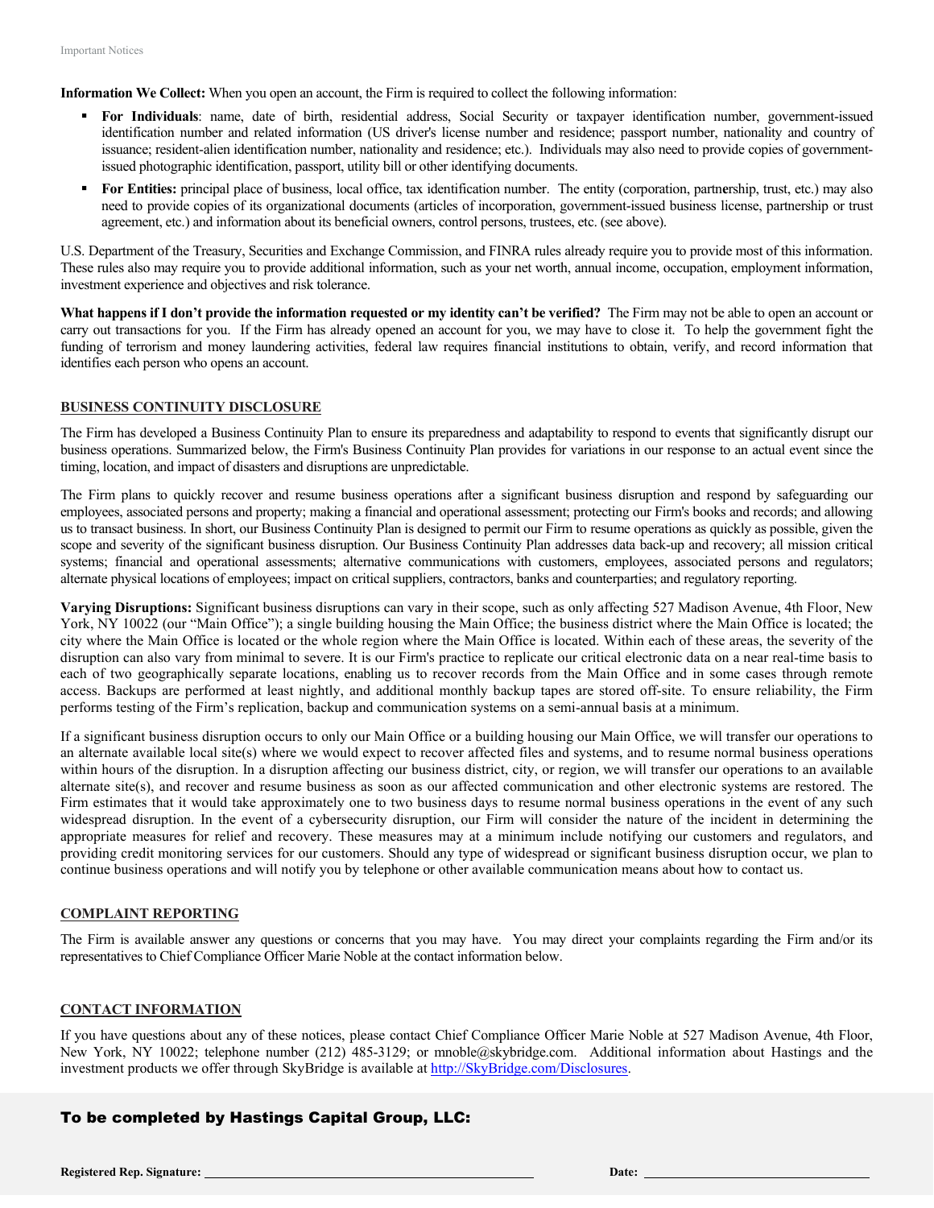**Information We Collect:** When you open an account, the Firm is required to collect the following information:

- **For Individuals**: name, date of birth, residential address, Social Security or taxpayer identification number, government-issued identification number and related information (US driver's license number and residence; passport number, nationality and country of issuance; resident-alien identification number, nationality and residence; etc.). Individuals may also need to provide copies of government-issued photographic identification, passport, utility bill or other identifying documents.
- **For Entities:** principal place of business, local office, tax identification number. The entity (corporation, partnership, trust, etc.) may also need to provide copies of its organizational documents (articles of incorporation, government-issued business license, partnership or trust agreement, etc.) and information about its beneficial owners, control persons, trustees, etc. (see above).

U.S. Department of the Treasury, Securities and Exchange Commission, and FINRA rules already require you to provide most of this information. These rules also may require you to provide additional information, such as your net worth, annual income, occupation, employment information, investment experience and objectives and risk tolerance.

**What happens if I don't provide the information requested or my identity can't be verified?** The Firm may not be able to open an account or carry out transactions for you. If the Firm has already opened an account for you, we may have to close it. To help the government fight the funding of terrorism and money laundering activities, federal law requires financial institutions to obtain, verify, and record information that identifies each person who opens an account.

## BUSINESS CONTINUITY DISCLOSURE

The Firm has developed a Business Continuity Plan to ensure its preparedness and adaptability to respond to events that significantly disrupt our business operations. Summarized below, the Firm's Business Continuity Plan provides for variations in our response to an actual event since the timing, location, and impact of disasters and disruptions are unpredictable.

The Firm plans to quickly recover and resume business operations after a significant business disruption and respond by safeguarding our employees, associated persons and property; making a financial and operational assessment; protecting our Firm's books and records; and allowing us to transact business. In short, our Business Continuity Plan is designed to permit our Firm to resume operations as quickly as possible, given the scope and severity of the significant business disruption. Our Business Continuity Plan addresses data back-up and recovery; all mission critical systems; financial and operational assessments; alternative communications with customers, employees, associated persons and regulators; alternate physical locations of employees; impact on critical suppliers, contractors, banks and counterparties; and regulatory reporting.

**Varying Disruptions:** Significant business disruptions can vary in their scope, such as only affecting 527 Madison Avenue, 4th Floor, New York, NY 10022 (our "Main Office"); a single building housing the Main Office; the business district where the Main Office is located; the city where the Main Office is located or the whole region where the Main Office is located. Within each of these areas, the severity of the disruption can also vary from minimal to severe. It is our Firm's practice to replicate our critical electronic data on a near real-time basis to each of two geographically separate locations, enabling us to recover records from the Main Office and in some cases through remote access. Backups are performed at least nightly, and additional monthly backup tapes are stored off-site. To ensure reliability, the Firm performs testing of the Firm's replication, backup and communication systems on a semi-annual basis at a minimum.

If a significant business disruption occurs to only our Main Office or a building housing our Main Office, we will transfer our operations to an alternate available local site(s) where we would expect to recover affected files and systems, and to resume normal business operations within hours of the disruption. In a disruption affecting our business district, city, or region, we will transfer our operations to an available alternate site(s), and recover and resume business as soon as our affected communication and other electronic systems are restored. The Firm estimates that it would take approximately one to two business days to resume normal business operations in the event of any such widespread disruption. In the event of a cybersecurity disruption, our Firm will consider the nature of the incident in determining the appropriate measures for relief and recovery. These measures may at a minimum include notifying our customers and regulators, and providing credit monitoring services for our customers. Should any type of widespread or significant business disruption occur, we plan to continue business operations and will notify you by telephone or other available communication means about how to contact us.

## COMPLAINT REPORTING

The Firm is available answer any questions or concerns that you may have. You may direct your complaints regarding the Firm and/or its representatives to Chief Compliance Officer Marie Noble at the contact information below.

## CONTACT INFORMATION

If you have questions about any of these notices, please contact Chief Compliance Officer Marie Noble at 527 Madison Avenue, 4th Floor, New York, NY 10022; telephone number (212) 485-3129; or mnoble@skybridge.com. Additional information about Hastings and the investment products we offer through SkyBridge is available at [http://SkyBridge.com/Disclosures](http://SkyBridge.com/Disclosures).

## To be completed by Hastings Capital Group, LLC:

**Registered Rep. Signature:** ______________________________ **Date:** ____________________